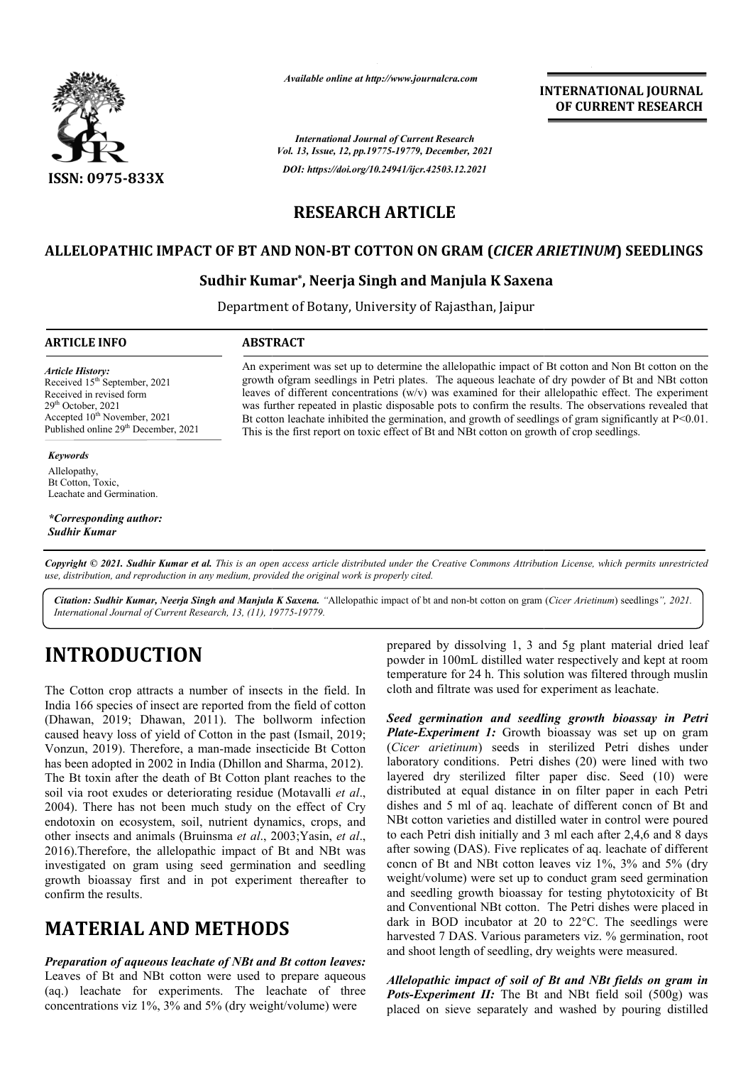# RESEARCH ARTICLE

## ALLELOPATHIC IMPACT OF BT AND NON-BT COTTON ON GRAM (*CICER ARIETINUM*) SEEDLINGS

**Sudhir Kumar\*, Neerja Singh and Manjula K Saxena**

Department of Botany, University of Rajasthan, Jaipur

### ARTICLE INFO

*Article History:*
Received 15th September, 2021
Received in revised form
29th October, 2021
Accepted 10th November, 2021
Published online 29th December, 2021

*Keywords*

Allelopathy,
Bt Cotton, Toxic,
Leachate and Germination.

*\*Corresponding author:*
*Sudhir Kumar*

### ABSTRACT

An experiment was set up to determine the allelopathic impact of Bt cotton and Non Bt cotton on the growth ofgram seedlings in Petri plates. The aqueous leachate of dry powder of Bt and NBt cotton leaves of different concentrations (w/v) was examined for their allelopathic effect. The experiment was further repeated in plastic disposable pots to confirm the results. The observations revealed that Bt cotton leachate inhibited the germination, and growth of seedlings of gram significantly at $P<0.01$. This is the first report on toxic effect of Bt and NBt cotton on growth of crop seedlings.

*Copyright © 2021. Sudhir Kumar et al. This is an open access article distributed under the Creative Commons Attribution License, which permits unrestricted use, distribution, and reproduction in any medium, provided the original work is properly cited.*

*Citation: Sudhir Kumar, Neerja Singh and Manjula K Saxena.* "Allelopathic impact of bt and non-bt cotton on gram (*Cicer Arietinum*) seedlings", 2021. *International Journal of Current Research, 13, (11), 19775-19779.*

# INTRODUCTION

The Cotton crop attracts a number of insects in the field. In India 166 species of insect are reported from the field of cotton (Dhawan, 2019; Dhawan, 2011). The bollworm infection caused heavy loss of yield of Cotton in the past (Ismail, 2019; Vonzun, 2019). Therefore, a man-made insecticide Bt Cotton has been adopted in 2002 in India (Dhillon and Sharma, 2012). The Bt toxin after the death of Bt Cotton plant reaches to the soil via root exudes or deteriorating residue (Motavalli *et al*., 2004). There has not been much study on the effect of Cry endotoxin on ecosystem, soil, nutrient dynamics, crops, and other insects and animals (Bruinsma *et al*., 2003;Yasin, *et al*., 2016).Therefore, the allelopathic impact of Bt and NBt was investigated on gram using seed germination and seedling growth bioassay first and in pot experiment thereafter to confirm the results.

# MATERIAL AND METHODS

***Preparation of aqueous leachate of NBt and Bt cotton leaves:*** Leaves of Bt and NBt cotton were used to prepare aqueous (aq.) leachate for experiments. The leachate of three concentrations viz 1%, 3% and 5% (dry weight/volume) were prepared by dissolving 1, 3 and 5g plant material dried leaf powder in 100mL distilled water respectively and kept at room temperature for 24 h. This solution was filtered through muslin cloth and filtrate was used for experiment as leachate.

***Seed germination and seedling growth bioassay in Petri Plate-Experiment 1:*** Growth bioassay was set up on gram (*Cicer arietinum*) seeds in sterilized Petri dishes under laboratory conditions. Petri dishes (20) were lined with two layered dry sterilized filter paper disc. Seed (10) were distributed at equal distance in on filter paper in each Petri dishes and 5 ml of aq. leachate of different concn of Bt and NBt cotton varieties and distilled water in control were poured to each Petri dish initially and 3 ml each after 2,4,6 and 8 days after sowing (DAS). Five replicates of aq. leachate of different concn of Bt and NBt cotton leaves viz 1%, 3% and 5% (dry weight/volume) were set up to conduct gram seed germination and seedling growth bioassay for testing phytotoxicity of Bt and Conventional NBt cotton. The Petri dishes were placed in dark in BOD incubator at 20 to 22°C. The seedlings were harvested 7 DAS. Various parameters viz. % germination, root and shoot length of seedling, dry weights were measured.

***Allelopathic impact of soil of Bt and NBt fields on gram in Pots-Experiment II:*** The Bt and NBt field soil (500g) was placed on sieve separately and washed by pouring distilled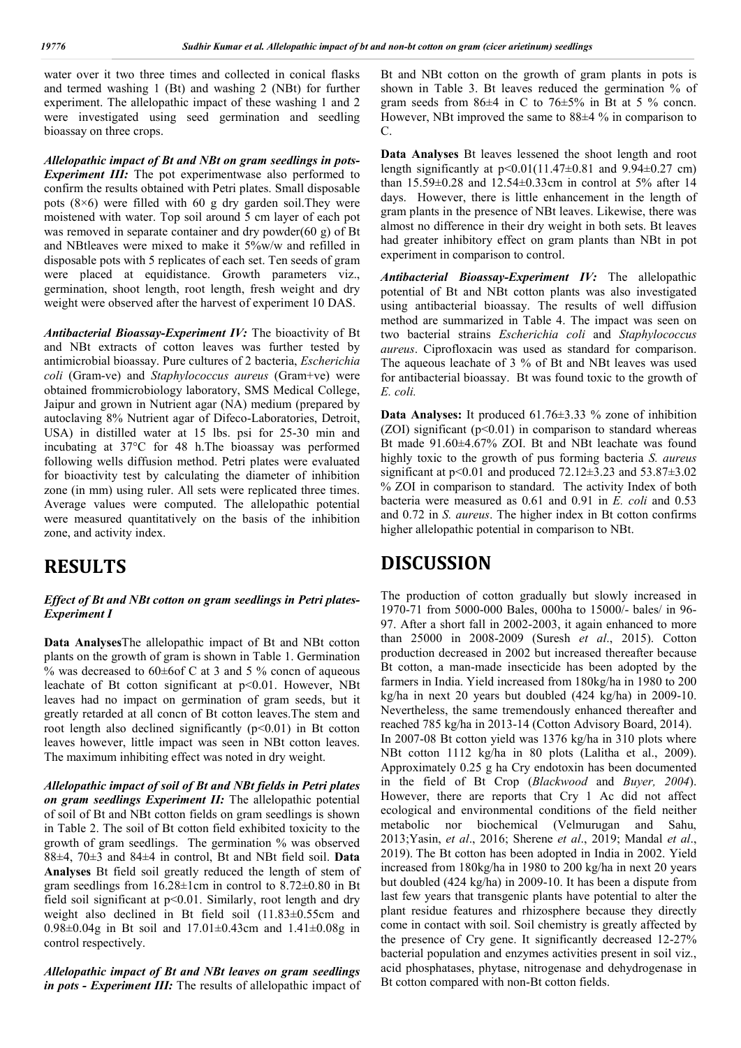water over it two three times and collected in conical flasks and termed washing 1 (Bt) and washing 2 (NBt) for further experiment. The allelopathic impact of these washing 1 and 2 were investigated using seed germination and seedling bioassay on three crops.

***Allelopathic impact of Bt and NBt on gram seedlings in pots-Experiment III:*** The pot experimentwase also performed to confirm the results obtained with Petri plates. Small disposable pots (8×6) were filled with 60 g dry garden soil.They were moistened with water. Top soil around 5 cm layer of each pot was removed in separate container and dry powder(60 g) of Bt and NBtleaves were mixed to make it 5%w/w and refilled in disposable pots with 5 replicates of each set. Ten seeds of gram were placed at equidistance. Growth parameters viz., germination, shoot length, root length, fresh weight and dry weight were observed after the harvest of experiment 10 DAS.

***Antibacterial Bioassay-Experiment IV:*** The bioactivity of Bt and NBt extracts of cotton leaves was further tested by antimicrobial bioassay. Pure cultures of 2 bacteria, *Escherichia coli* (Gram-ve) and *Staphylococcus aureus* (Gram+ve) were obtained frommicrobiology laboratory, SMS Medical College, Jaipur and grown in Nutrient agar (NA) medium (prepared by autoclaving 8% Nutrient agar of Difeco-Laboratories, Detroit, USA) in distilled water at 15 lbs. psi for 25-30 min and incubating at 37°C for 48 h.The bioassay was performed following wells diffusion method. Petri plates were evaluated for bioactivity test by calculating the diameter of inhibition zone (in mm) using ruler. All sets were replicated three times. Average values were computed. The allelopathic potential were measured quantitatively on the basis of the inhibition zone, and activity index.

# RESULTS

***Effect of Bt and NBt cotton on gram seedlings in Petri plates-Experiment I***

**Data Analyses**The allelopathic impact of Bt and NBt cotton plants on the growth of gram is shown in Table 1. Germination % was decreased to 60±6of C at 3 and 5 % concn of aqueous leachate of Bt cotton significant at p<0.01. However, NBt leaves had no impact on germination of gram seeds, but it greatly retarded at all concn of Bt cotton leaves.The stem and root length also declined significantly (p<0.01) in Bt cotton leaves however, little impact was seen in NBt cotton leaves. The maximum inhibiting effect was noted in dry weight.

***Allelopathic impact of soil of Bt and NBt fields in Petri plates on gram seedlings Experiment II:*** The allelopathic potential of soil of Bt and NBt cotton fields on gram seedlings is shown in Table 2. The soil of Bt cotton field exhibited toxicity to the growth of gram seedlings. The germination % was observed 88±4, 70±3 and 84±4 in control, Bt and NBt field soil. **Data Analyses** Bt field soil greatly reduced the length of stem of gram seedlings from 16.28±1cm in control to 8.72±0.80 in Bt field soil significant at p<0.01. Similarly, root length and dry weight also declined in Bt field soil (11.83±0.55cm and 0.98±0.04g in Bt soil and 17.01±0.43cm and 1.41±0.08g in control respectively.

***Allelopathic impact of Bt and NBt leaves on gram seedlings in pots - Experiment III:*** The results of allelopathic impact of Bt and NBt cotton on the growth of gram plants in pots is shown in Table 3. Bt leaves reduced the germination % of gram seeds from 86±4 in C to 76±5% in Bt at 5 % concn. However, NBt improved the same to 88±4 % in comparison to C.

**Data Analyses** Bt leaves lessened the shoot length and root length significantly at p<0.01(11.47±0.81 and 9.94±0.27 cm) than 15.59±0.28 and 12.54±0.33cm in control at 5% after 14 days. However, there is little enhancement in the length of gram plants in the presence of NBt leaves. Likewise, there was almost no difference in their dry weight in both sets. Bt leaves had greater inhibitory effect on gram plants than NBt in pot experiment in comparison to control.

***Antibacterial Bioassay-Experiment IV:*** The allelopathic potential of Bt and NBt cotton plants was also investigated using antibacterial bioassay. The results of well diffusion method are summarized in Table 4. The impact was seen on two bacterial strains *Escherichia coli* and *Staphylococcus aureus*. Ciprofloxacin was used as standard for comparison. The aqueous leachate of 3 % of Bt and NBt leaves was used for antibacterial bioassay. Bt was found toxic to the growth of *E. coli.*

**Data Analyses:** It produced 61.76±3.33 % zone of inhibition (ZOI) significant (p<0.01) in comparison to standard whereas Bt made 91.60±4.67% ZOI. Bt and NBt leachate was found highly toxic to the growth of pus forming bacteria *S. aureus* significant at p<0.01 and produced 72.12±3.23 and 53.87±3.02 % ZOI in comparison to standard. The activity Index of both bacteria were measured as 0.61 and 0.91 in *E. coli* and 0.53 and 0.72 in *S. aureus*. The higher index in Bt cotton confirms higher allelopathic potential in comparison to NBt.

# DISCUSSION

The production of cotton gradually but slowly increased in 1970-71 from 5000-000 Bales, 000ha to 15000/- bales/ in 96-97. After a short fall in 2002-2003, it again enhanced to more than 25000 in 2008-2009 (Suresh *et al*., 2015). Cotton production decreased in 2002 but increased thereafter because Bt cotton, a man-made insecticide has been adopted by the farmers in India. Yield increased from 180kg/ha in 1980 to 200 kg/ha in next 20 years but doubled (424 kg/ha) in 2009-10. Nevertheless, the same tremendously enhanced thereafter and reached 785 kg/ha in 2013-14 (Cotton Advisory Board, 2014).

In 2007-08 Bt cotton yield was 1376 kg/ha in 310 plots where NBt cotton 1112 kg/ha in 80 plots (Lalitha et al., 2009). Approximately 0.25 g ha Cry endotoxin has been documented in the field of Bt Crop (*Blackwood* and *Buyer, 2004*). However, there are reports that Cry 1 Ac did not affect ecological and environmental conditions of the field neither metabolic nor biochemical (Velmurugan and Sahu, 2013;Yasin, *et al*., 2016; Sherene *et al*., 2019; Mandal *et al*., 2019). The Bt cotton has been adopted in India in 2002. Yield increased from 180kg/ha in 1980 to 200 kg/ha in next 20 years but doubled (424 kg/ha) in 2009-10. It has been a dispute from last few years that transgenic plants have potential to alter the plant residue features and rhizosphere because they directly come in contact with soil. Soil chemistry is greatly affected by the presence of Cry gene. It significantly decreased 12-27% bacterial population and enzymes activities present in soil viz., acid phosphatases, phytase, nitrogenase and dehydrogenase in Bt cotton compared with non-Bt cotton fields.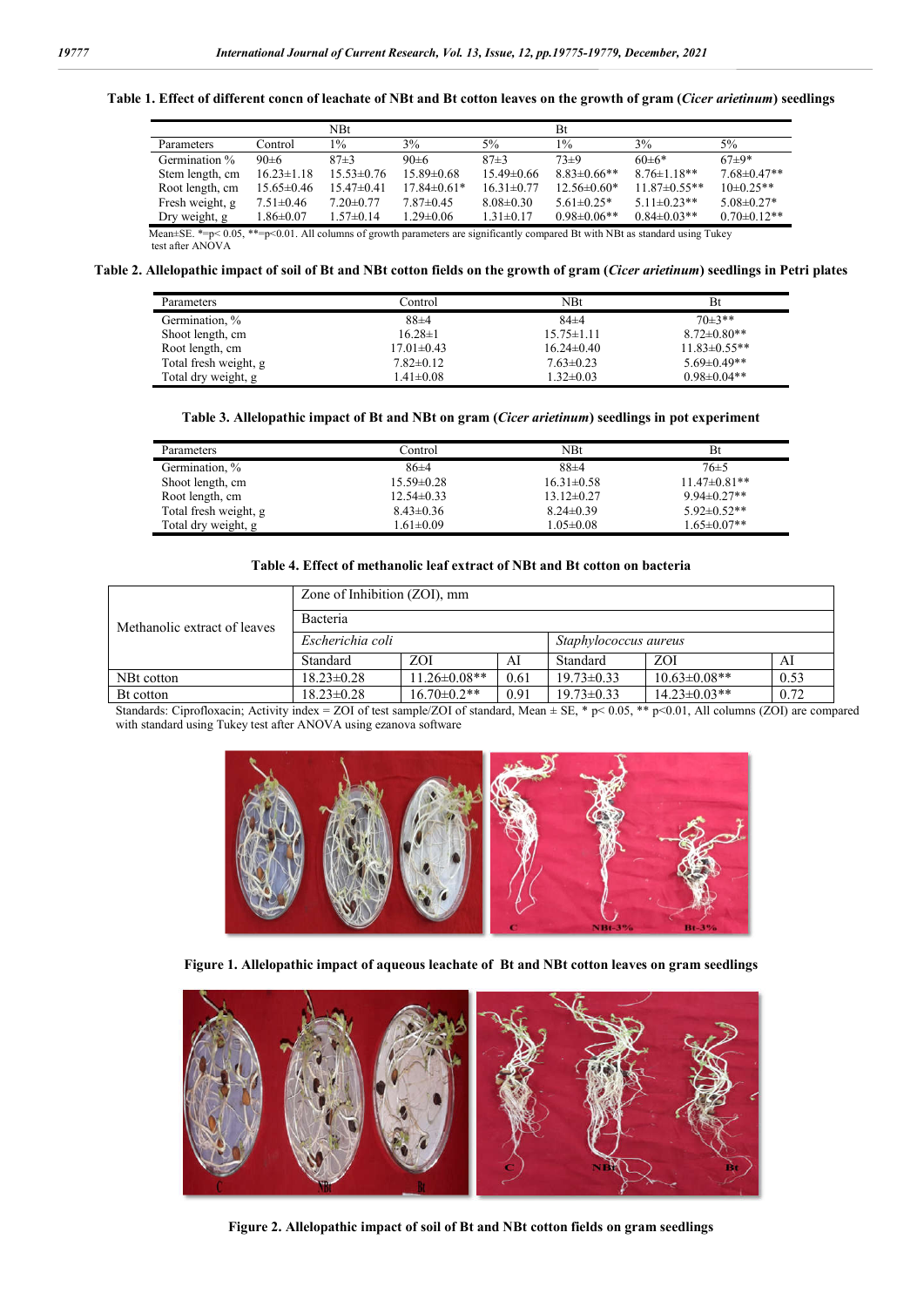**Table 1. Effect of different concn of leachate of NBt and Bt cotton leaves on the growth of gram (*Cicer arietinum*) seedlings**

| | | NBt | | | Bt | | |
|---|---|---|---|---|---|---|---|
| Parameters | Control | 1% | 3% | 5% | 1% | 3% | 5% |
| Germination % | 90±6 | 87±3 | 90±6 | 87±3 | 73±9 | 60±6* | 67±9* |
| Stem length, cm | 16.23±1.18 | 15.53±0.76 | 15.89±0.68 | 15.49±0.66 | 8.83±0.66** | 8.76±1.18** | 7.68±0.47** |
| Root length, cm | 15.65±0.46 | 15.47±0.41 | 17.84±0.61* | 16.31±0.77 | 12.56±0.60* | 11.87±0.55** | 10±0.25** |
| Fresh weight, g | 7.51±0.46 | 7.20±0.77 | 7.87±0.45 | 8.08±0.30 | 5.61±0.25* | 5.11±0.23** | 5.08±0.27* |
| Dry weight, g | 1.86±0.07 | 1.57±0.14 | 1.29±0.06 | 1.31±0.17 | 0.98±0.06** | 0.84±0.03** | 0.70±0.12** |

Mean±SE. *=p< 0.05, **=p<0.01. All columns of growth parameters are significantly compared Bt with NBt as standard using Tukey test after ANOVA

**Table 2. Allelopathic impact of soil of Bt and NBt cotton fields on the growth of gram (*Cicer arietinum*) seedlings in Petri plates**

| Parameters | Control | NBt | Bt |
|---|---|---|---|
| Germination, % | 88±4 | 84±4 | 70±3** |
| Shoot length, cm | 16.28±1 | 15.75±1.11 | 8.72±0.80** |
| Root length, cm | 17.01±0.43 | 16.24±0.40 | 11.83±0.55** |
| Total fresh weight, g | 7.82±0.12 | 7.63±0.23 | 5.69±0.49** |
| Total dry weight, g | 1.41±0.08 | 1.32±0.03 | 0.98±0.04** |

**Table 3. Allelopathic impact of Bt and NBt on gram (*Cicer arietinum*) seedlings in pot experiment**

| Parameters | Control | NBt | Bt |
|---|---|---|---|
| Germination, % | 86±4 | 88±4 | 76±5 |
| Shoot length, cm | 15.59±0.28 | 16.31±0.58 | 11.47±0.81** |
| Root length, cm | 12.54±0.33 | 13.12±0.27 | 9.94±0.27** |
| Total fresh weight, g | 8.43±0.36 | 8.24±0.39 | 5.92±0.52** |
| Total dry weight, g | 1.61±0.09 | 1.05±0.08 | 1.65±0.07** |

**Table 4. Effect of methanolic leaf extract of NBt and Bt cotton on bacteria**

| Methanolic extract of leaves | Zone of Inhibition (ZOI), mm | | | | | |
|---|---|---|---|---|---|---|
| | Bacteria | | | | | |
| | *Escherichia coli* | | | *Staphylococcus aureus* | | |
| | Standard | ZOI | AI | Standard | ZOI | AI |
| NBt cotton | 18.23±0.28 | 11.26±0.08** | 0.61 | 19.73±0.33 | 10.63±0.08** | 0.53 |
| Bt cotton | 18.23±0.28 | 16.70±0.2** | 0.91 | 19.73±0.33 | 14.23±0.03** | 0.72 |

Standards: Ciprofloxacin; Activity index = ZOI of test sample/ZOI of standard, Mean ± SE, * p< 0.05, ** p<0.01, All columns (ZOI) are compared with standard using Tukey test after ANOVA using ezanova software

**Figure 1. Allelopathic impact of aqueous leachate of Bt and NBt cotton leaves on gram seedlings**

**Figure 2. Allelopathic impact of soil of Bt and NBt cotton fields on gram seedlings**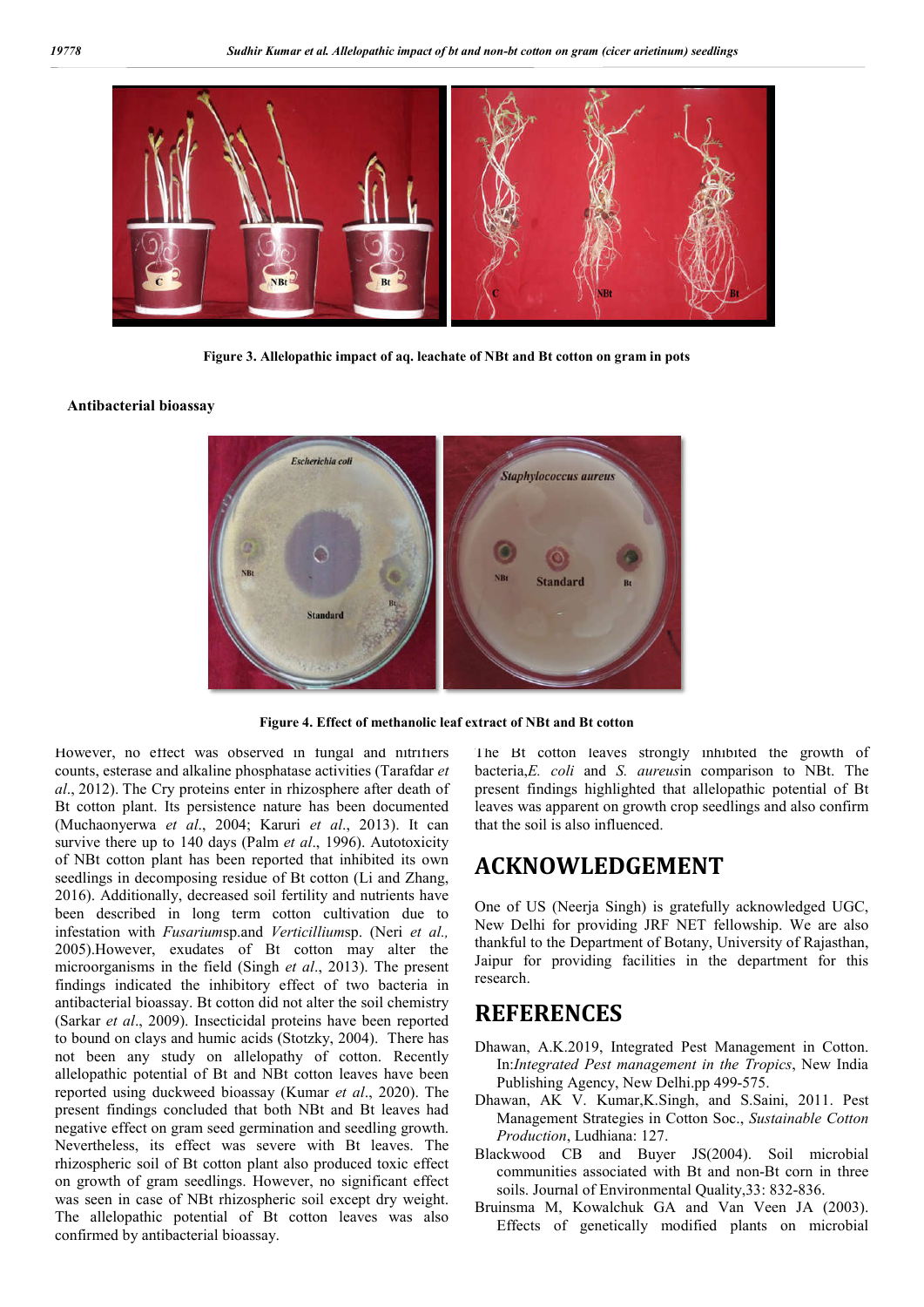Figure 3. Allelopathic impact of aq. leachate of NBt and Bt cotton on gram in pots

**Antibacterial bioassay**

Figure 4. Effect of methanolic leaf extract of NBt and Bt cotton

However, no effect was observed in fungal and nitrifiers counts, esterase and alkaline phosphatase activities (Tarafdar *et al*., 2012). The Cry proteins enter in rhizosphere after death of Bt cotton plant. Its persistence nature has been documented (Muchaonyerwa *et al*., 2004; Karuri *et al*., 2013). It can survive there up to 140 days (Palm *et al*., 1996). Autotoxicity of NBt cotton plant has been reported that inhibited its own seedlings in decomposing residue of Bt cotton (Li and Zhang, 2016). Additionally, decreased soil fertility and nutrients have been described in long term cotton cultivation due to infestation with *Fusarium*sp.and *Verticillium*sp. (Neri *et al.,* 2005).However, exudates of Bt cotton may alter the microorganisms in the field (Singh *et al*., 2013). The present findings indicated the inhibitory effect of two bacteria in antibacterial bioassay. Bt cotton did not alter the soil chemistry (Sarkar *et al*., 2009). Insecticidal proteins have been reported to bound on clays and humic acids (Stotzky, 2004). There has not been any study on allelopathy of cotton. Recently allelopathic potential of Bt and NBt cotton leaves have been reported using duckweed bioassay (Kumar *et al*., 2020). The present findings concluded that both NBt and Bt leaves had negative effect on gram seed germination and seedling growth. Nevertheless, its effect was severe with Bt leaves. The rhizospheric soil of Bt cotton plant also produced toxic effect on growth of gram seedlings. However, no significant effect was seen in case of NBt rhizospheric soil except dry weight. The allelopathic potential of Bt cotton leaves was also confirmed by antibacterial bioassay.

The Bt cotton leaves strongly inhibited the growth of bacteria,*E. coli* and *S. aureus*in comparison to NBt. The present findings highlighted that allelopathic potential of Bt leaves was apparent on growth crop seedlings and also confirm that the soil is also influenced.

## ACKNOWLEDGEMENT

One of US (Neerja Singh) is gratefully acknowledged UGC, New Delhi for providing JRF NET fellowship. We are also thankful to the Department of Botany, University of Rajasthan, Jaipur for providing facilities in the department for this research.

## REFERENCES

- Dhawan, A.K.2019, Integrated Pest Management in Cotton. In:*Integrated Pest management in the Tropics*, New India Publishing Agency, New Delhi.pp 499-575.
- Dhawan, AK V. Kumar,K.Singh, and S.Saini, 2011. Pest Management Strategies in Cotton Soc., *Sustainable Cotton Production*, Ludhiana: 127.
- Blackwood CB and Buyer JS(2004). Soil microbial communities associated with Bt and non-Bt corn in three soils. Journal of Environmental Quality,33: 832-836.
- Bruinsma M, Kowalchuk GA and Van Veen JA (2003). Effects of genetically modified plants on microbial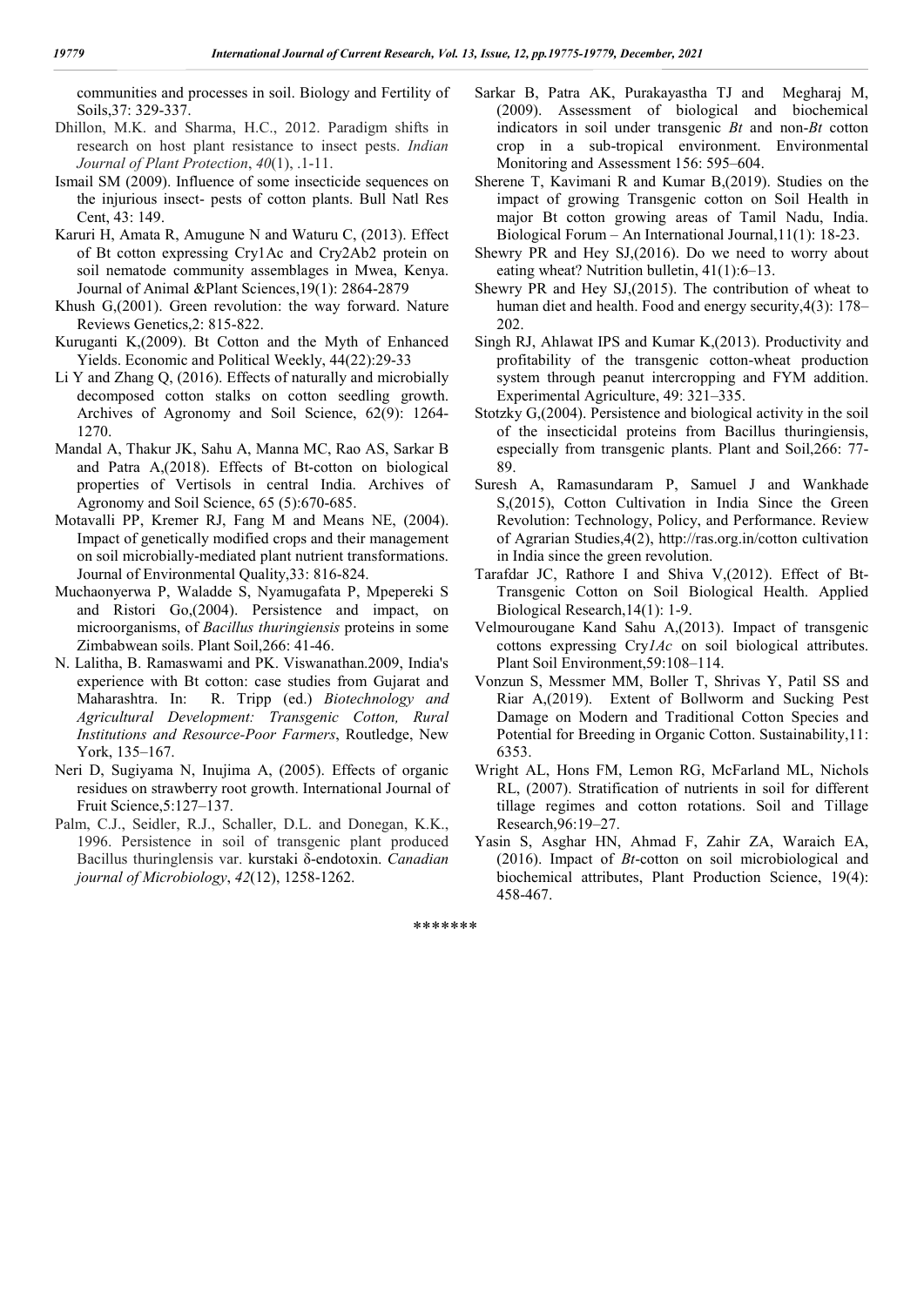communities and processes in soil. Biology and Fertility of Soils,37: 329-337.

Dhillon, M.K. and Sharma, H.C., 2012. Paradigm shifts in research on host plant resistance to insect pests. *Indian Journal of Plant Protection*, *40*(1), .1-11.

Ismail SM (2009). Influence of some insecticide sequences on the injurious insect- pests of cotton plants. Bull Natl Res Cent, 43: 149.

Karuri H, Amata R, Amugune N and Waturu C, (2013). Effect of Bt cotton expressing Cry1Ac and Cry2Ab2 protein on soil nematode community assemblages in Mwea, Kenya. Journal of Animal &Plant Sciences,19(1): 2864-2879

Khush G,(2001). Green revolution: the way forward. Nature Reviews Genetics,2: 815-822.

Kuruganti K,(2009). Bt Cotton and the Myth of Enhanced Yields. Economic and Political Weekly, 44(22):29-33

Li Y and Zhang Q, (2016). Effects of naturally and microbially decomposed cotton stalks on cotton seedling growth. Archives of Agronomy and Soil Science, 62(9): 1264-1270.

Mandal A, Thakur JK, Sahu A, Manna MC, Rao AS, Sarkar B and Patra A,(2018). Effects of Bt-cotton on biological properties of Vertisols in central India. Archives of Agronomy and Soil Science, 65 (5):670-685.

Motavalli PP, Kremer RJ, Fang M and Means NE, (2004). Impact of genetically modified crops and their management on soil microbially-mediated plant nutrient transformations. Journal of Environmental Quality,33: 816-824.

Muchaonyerwa P, Waladde S, Nyamugafata P, Mpepereki S and Ristori Go,(2004). Persistence and impact, on microorganisms, of *Bacillus thuringiensis* proteins in some Zimbabwean soils. Plant Soil,266: 41-46.

N. Lalitha, B. Ramaswami and PK. Viswanathan.2009, India's experience with Bt cotton: case studies from Gujarat and Maharashtra. In: R. Tripp (ed.) *Biotechnology and Agricultural Development: Transgenic Cotton, Rural Institutions and Resource-Poor Farmers*, Routledge, New York, 135–167.

Neri D, Sugiyama N, Inujima A, (2005). Effects of organic residues on strawberry root growth. International Journal of Fruit Science,5:127–137.

Palm, C.J., Seidler, R.J., Schaller, D.L. and Donegan, K.K., 1996. Persistence in soil of transgenic plant produced Bacillus thuringlensis var. kurstaki δ-endotoxin. *Canadian journal of Microbiology*, *42*(12), 1258-1262.

Sarkar B, Patra AK, Purakayastha TJ and Megharaj M, (2009). Assessment of biological and biochemical indicators in soil under transgenic *Bt* and non-*Bt* cotton crop in a sub-tropical environment. Environmental Monitoring and Assessment 156: 595–604.

Sherene T, Kavimani R and Kumar B,(2019). Studies on the impact of growing Transgenic cotton on Soil Health in major Bt cotton growing areas of Tamil Nadu, India. Biological Forum – An International Journal,11(1): 18-23.

Shewry PR and Hey SJ,(2016). Do we need to worry about eating wheat? Nutrition bulletin, 41(1):6–13.

Shewry PR and Hey SJ,(2015). The contribution of wheat to human diet and health. Food and energy security,4(3): 178–202.

Singh RJ, Ahlawat IPS and Kumar K,(2013). Productivity and profitability of the transgenic cotton-wheat production system through peanut intercropping and FYM addition. Experimental Agriculture, 49: 321–335.

Stotzky G,(2004). Persistence and biological activity in the soil of the insecticidal proteins from Bacillus thuringiensis, especially from transgenic plants. Plant and Soil,266: 77-89.

Suresh A, Ramasundaram P, Samuel J and Wankhade S,(2015), Cotton Cultivation in India Since the Green Revolution: Technology, Policy, and Performance. Review of Agrarian Studies,4(2), http://ras.org.in/cotton cultivation in India since the green revolution.

Tarafdar JC, Rathore I and Shiva V,(2012). Effect of Bt-Transgenic Cotton on Soil Biological Health. Applied Biological Research,14(1): 1-9.

Velmourougane Kand Sahu A,(2013). Impact of transgenic cottons expressing Cry*1Ac* on soil biological attributes. Plant Soil Environment,59:108–114.

Vonzun S, Messmer MM, Boller T, Shrivas Y, Patil SS and Riar A,(2019). Extent of Bollworm and Sucking Pest Damage on Modern and Traditional Cotton Species and Potential for Breeding in Organic Cotton. Sustainability,11: 6353.

Wright AL, Hons FM, Lemon RG, McFarland ML, Nichols RL, (2007). Stratification of nutrients in soil for different tillage regimes and cotton rotations. Soil and Tillage Research,96:19–27.

Yasin S, Asghar HN, Ahmad F, Zahir ZA, Waraich EA, (2016). Impact of *Bt*-cotton on soil microbiological and biochemical attributes, Plant Production Science, 19(4): 458-467.

*******